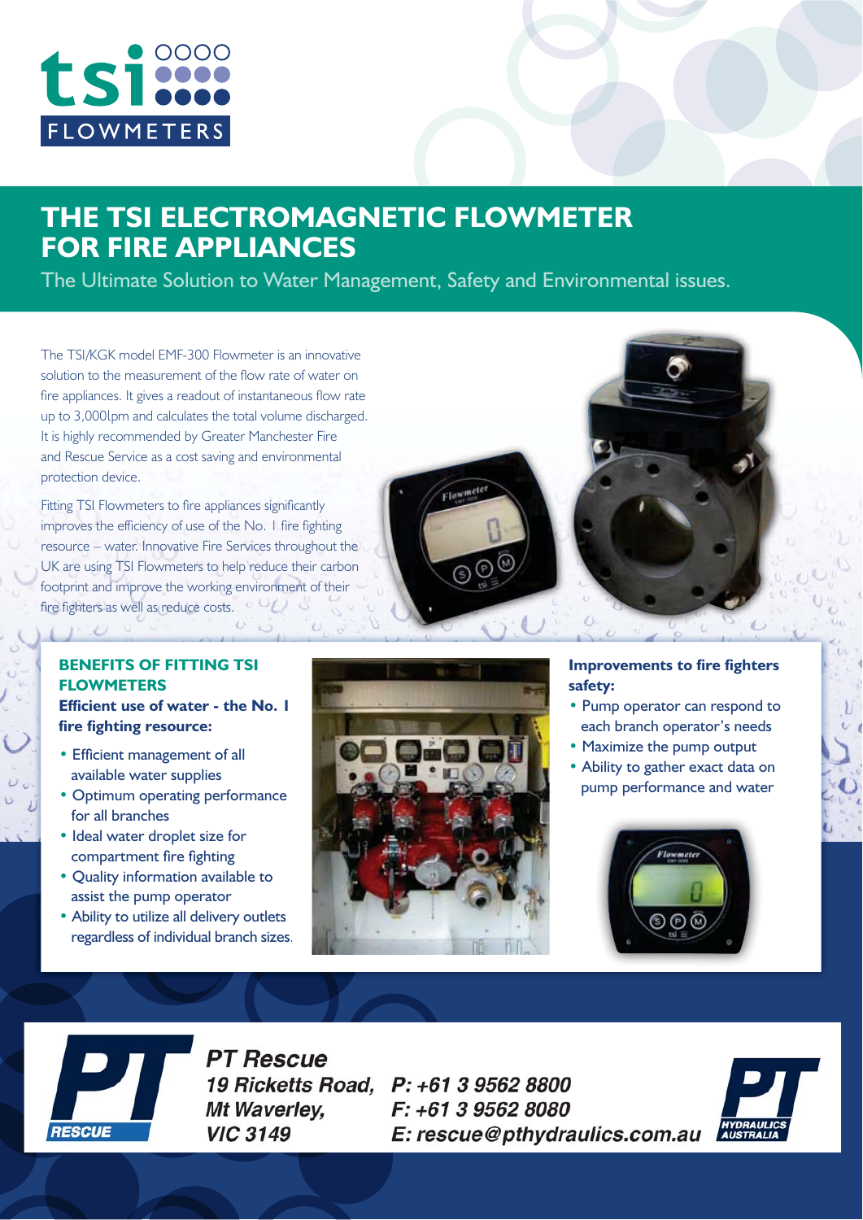tsi FLOWMETERS

# THE TSI ELECTROMAGNETIC FLOWMETER FOR FIRE APPLIANCES

The Ultimate Solution to Water Management, Safety and Environmental issues.

The TSI/KGK model EMF-300 Flowmeter is an innovative solution to the measurement of the flow rate of water on fire appliances. It gives a readout of instantaneous flow rate up to 3,000lpm and calculates the total volume discharged. It is highly recommended by Greater Manchester Fire and Rescue Service as a cost saving and environmental protection device.

Fitting TSI Flowmeters to fire appliances significantly improves the efficiency of use of the No. 1 fire fighting resource – water. Innovative Fire Services throughout the UK are using TSI Flowmeters to help reduce their carbon footprint and improve the working environment of their fire fighters as well as reduce costs.

## BENEFITS OF FITTING TSI FLOWMETERS

**Efficient use of water - the No. 1 fire fighting resource:**

- Efficient management of all available water supplies
- Optimum operating performance for all branches
- Ideal water droplet size for compartment fire fighting
- Quality information available to assist the pump operator
- Ability to utilize all delivery outlets regardless of individual branch sizes.

**Improvements to fire fighters safety:**

- Pump operator can respond to each branch operator's needs
- Maximize the pump output
- Ability to gather exact data on pump performance and water

**PT Rescue**
19 Ricketts Road,
Mt Waverley,
VIC 3149

P: +61 3 9562 8800
F: +61 3 9562 8080
E: rescue@pthydraulics.com.au

PT HYDRAULICS AUSTRALIA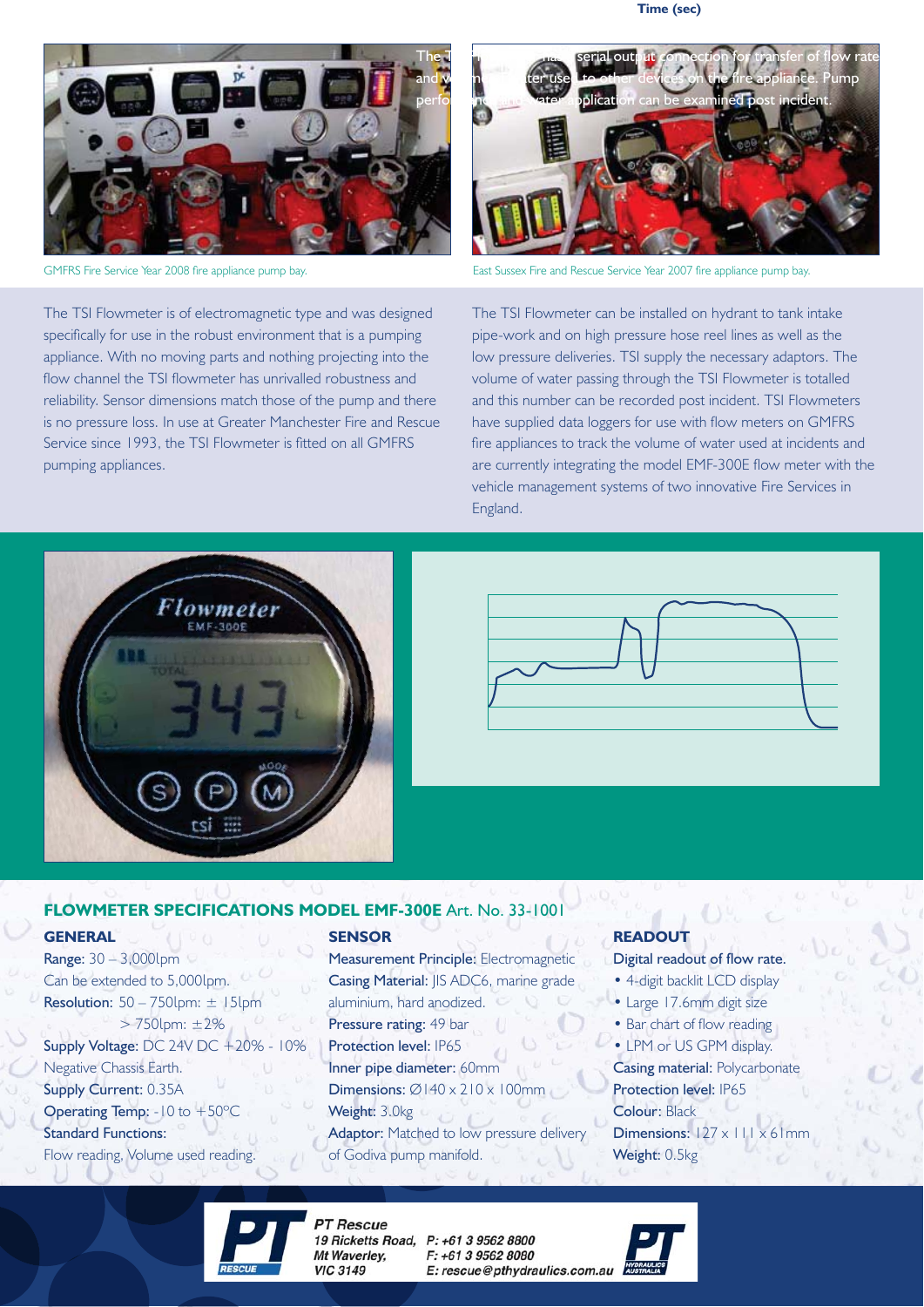Time (sec)

The TSI Flowmeter has serial output connection for transfer of flow rate and volume to other devices on the fire appliance. Pump performance and water application can be examined post incident.

GMFRS Fire Service Year 2008 fire appliance pump bay.

East Sussex Fire and Rescue Service Year 2007 fire appliance pump bay.

The TSI Flowmeter is of electromagnetic type and was designed specifically for use in the robust environment that is a pumping appliance. With no moving parts and nothing projecting into the flow channel the TSI flowmeter has unrivalled robustness and reliability. Sensor dimensions match those of the pump and there is no pressure loss. In use at Greater Manchester Fire and Rescue Service since 1993, the TSI Flowmeter is fitted on all GMFRS pumping appliances.

The TSI Flowmeter can be installed on hydrant to tank intake pipe-work and on high pressure hose reel lines as well as the low pressure deliveries. TSI supply the necessary adaptors. The volume of water passing through the TSI Flowmeter is totalled and this number can be recorded post incident. TSI Flowmeters have supplied data loggers for use with flow meters on GMFRS fire appliances to track the volume of water used at incidents and are currently integrating the model EMF-300E flow meter with the vehicle management systems of two innovative Fire Services in England.

## FLOWMETER SPECIFICATIONS MODEL EMF-300E Art. No. 33-1001

### GENERAL

**Range:** 30 – 3,000lpm
Can be extended to 5,000lpm.
**Resolution:** 50 – 750lpm: ± 15lpm
> 750lpm: ±2%
**Supply Voltage:** DC 24V DC +20% - 10%
Negative Chassis Earth.
**Supply Current:** 0.35A
**Operating Temp:** -10 to +50°C
**Standard Functions:**
Flow reading, Volume used reading.

### SENSOR

**Measurement Principle:** Electromagnetic
**Casing Material:** JIS ADC6, marine grade aluminium, hard anodized.
**Pressure rating:** 49 bar
**Protection level:** IP65
**Inner pipe diameter:** 60mm
**Dimensions:** Ø140 x 210 x 100mm
**Weight:** 3.0kg
**Adaptor:** Matched to low pressure delivery of Godiva pump manifold.

### READOUT

**Digital readout of flow rate.**
- 4-digit backlit LCD display
- Large 17.6mm digit size
- Bar chart of flow reading
- LPM or US GPM display.

**Casing material:** Polycarbonate
**Protection level:** IP65
**Colour:** Black
**Dimensions:** 127 x 111 x 61mm
**Weight:** 0.5kg

PT Rescue
19 Ricketts Road, Mt Waverley, VIC 3149
P: +61 3 9562 8800
F: +61 3 9562 8080
E: rescue@pthydraulics.com.au